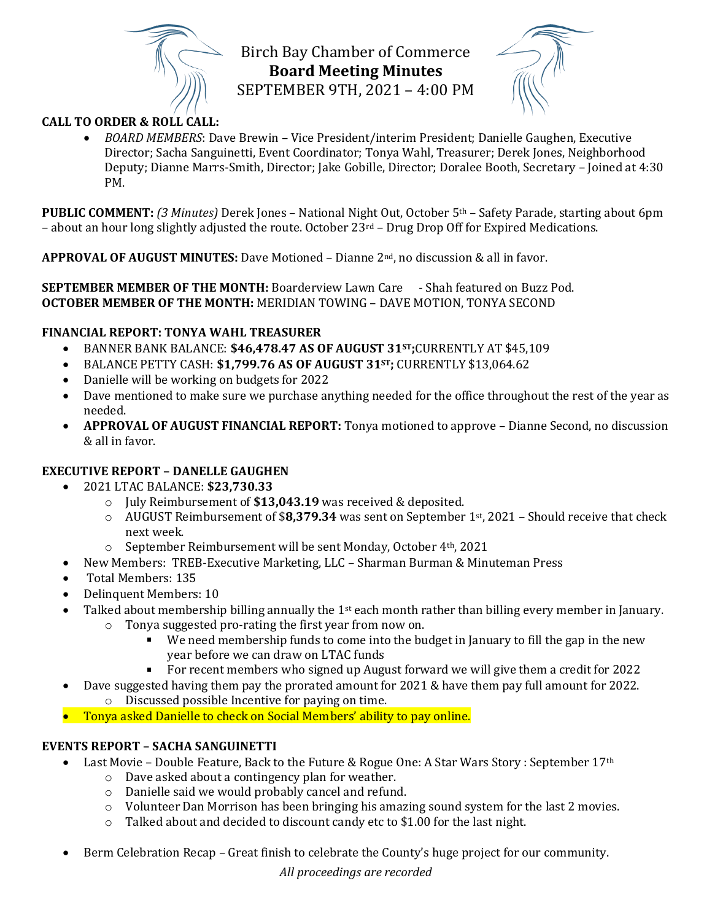# Birch Bay Chamber of Commerce
## Board Meeting Minutes
SEPTEMBER 9TH, 2021 – 4:00 PM

**CALL TO ORDER & ROLL CALL:**

- *BOARD MEMBERS*: Dave Brewin – Vice President/interim President; Danielle Gaughen, Executive Director; Sacha Sanguinetti, Event Coordinator; Tonya Wahl, Treasurer; Derek Jones, Neighborhood Deputy; Dianne Marrs-Smith, Director; Jake Gobille, Director; Doralee Booth, Secretary – Joined at 4:30 PM.

**PUBLIC COMMENT:** *(3 Minutes)* Derek Jones – National Night Out, October 5th – Safety Parade, starting about 6pm – about an hour long slightly adjusted the route. October 23rd – Drug Drop Off for Expired Medications.

**APPROVAL OF AUGUST MINUTES:** Dave Motioned – Dianne 2nd, no discussion & all in favor.

**SEPTEMBER MEMBER OF THE MONTH:** Boarderview Lawn Care - Shah featured on Buzz Pod.
**OCTOBER MEMBER OF THE MONTH:** MERIDIAN TOWING – DAVE MOTION, TONYA SECOND

**FINANCIAL REPORT: TONYA WAHL TREASURER**

- BANNER BANK BALANCE: **$46,478.47 AS OF AUGUST 31ST;** CURRENTLY AT $45,109
- BALANCE PETTY CASH: **$1,799.76 AS OF AUGUST 31ST;** CURRENTLY $13,064.62
- Danielle will be working on budgets for 2022
- Dave mentioned to make sure we purchase anything needed for the office throughout the rest of the year as needed.
- **APPROVAL OF AUGUST FINANCIAL REPORT:** Tonya motioned to approve – Dianne Second, no discussion & all in favor.

**EXECUTIVE REPORT – DANELLE GAUGHEN**

- 2021 LTAC BALANCE: **$23,730.33**
  - July Reimbursement of **$13,043.19** was received & deposited.
  - AUGUST Reimbursement of $**8,379.34** was sent on September 1st, 2021 – Should receive that check next week.
  - September Reimbursement will be sent Monday, October 4th, 2021
- New Members: TREB-Executive Marketing, LLC – Sharman Burman & Minuteman Press
- Total Members: 135
- Delinquent Members: 10
- Talked about membership billing annually the 1st each month rather than billing every member in January.
  - Tonya suggested pro-rating the first year from now on.
    - We need membership funds to come into the budget in January to fill the gap in the new year before we can draw on LTAC funds
    - For recent members who signed up August forward we will give them a credit for 2022
- Dave suggested having them pay the prorated amount for 2021 & have them pay full amount for 2022.
  - Discussed possible Incentive for paying on time.
- Tonya asked Danielle to check on Social Members' ability to pay online.

**EVENTS REPORT – SACHA SANGUINETTI**

- Last Movie – Double Feature, Back to the Future & Rogue One: A Star Wars Story : September 17th
  - Dave asked about a contingency plan for weather.
  - Danielle said we would probably cancel and refund.
  - Volunteer Dan Morrison has been bringing his amazing sound system for the last 2 movies.
  - Talked about and decided to discount candy etc to $1.00 for the last night.

- Berm Celebration Recap – Great finish to celebrate the County's huge project for our community.

*All proceedings are recorded*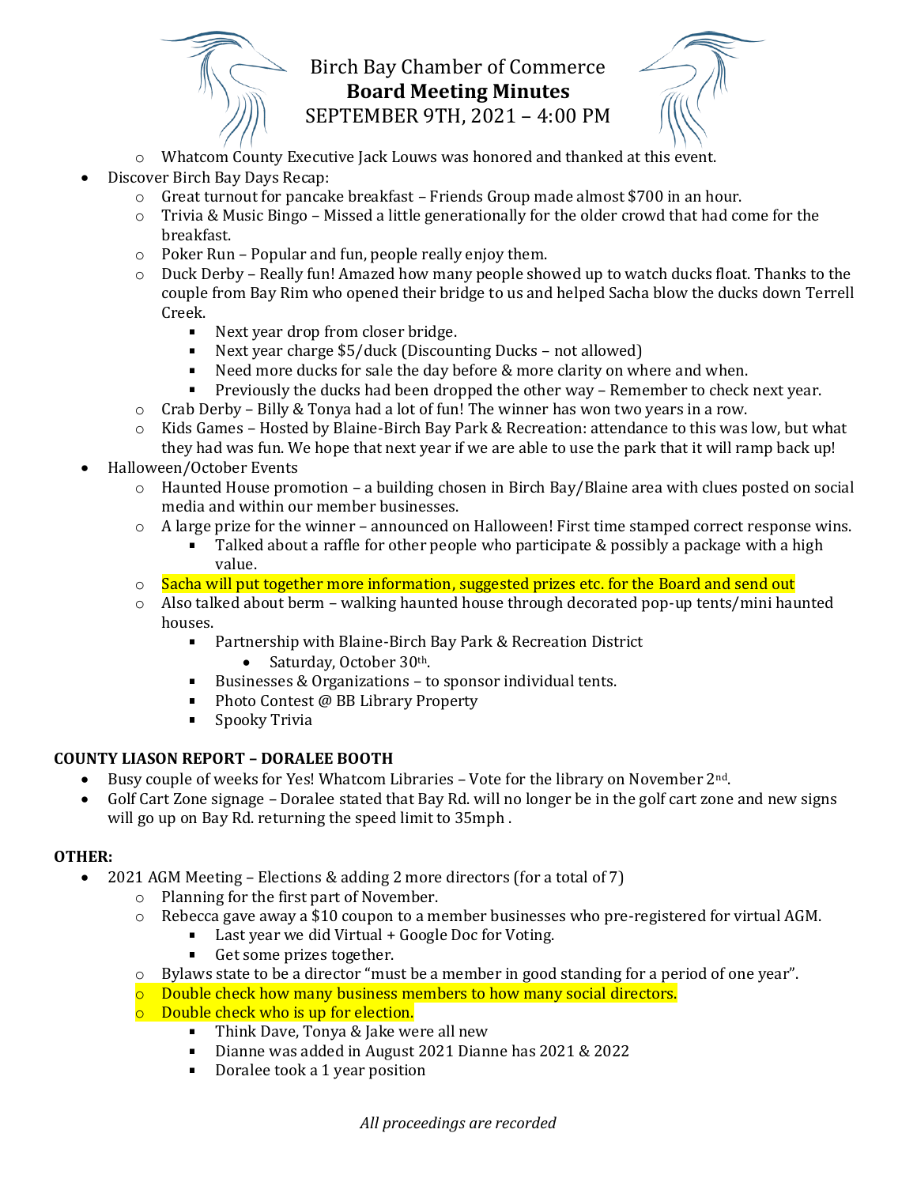- Whatcom County Executive Jack Louws was honored and thanked at this event.

- Discover Birch Bay Days Recap:
  - Great turnout for pancake breakfast – Friends Group made almost $700 in an hour.
  - Trivia & Music Bingo – Missed a little generationally for the older crowd that had come for the breakfast.
  - Poker Run – Popular and fun, people really enjoy them.
  - Duck Derby – Really fun! Amazed how many people showed up to watch ducks float. Thanks to the couple from Bay Rim who opened their bridge to us and helped Sacha blow the ducks down Terrell Creek.
    - Next year drop from closer bridge.
    - Next year charge $5/duck (Discounting Ducks – not allowed)
    - Need more ducks for sale the day before & more clarity on where and when.
    - Previously the ducks had been dropped the other way – Remember to check next year.
  - Crab Derby – Billy & Tonya had a lot of fun! The winner has won two years in a row.
  - Kids Games – Hosted by Blaine-Birch Bay Park & Recreation: attendance to this was low, but what they had was fun. We hope that next year if we are able to use the park that it will ramp back up!
- Halloween/October Events
  - Haunted House promotion – a building chosen in Birch Bay/Blaine area with clues posted on social media and within our member businesses.
  - A large prize for the winner – announced on Halloween! First time stamped correct response wins.
    - Talked about a raffle for other people who participate & possibly a package with a high value.
  - Sacha will put together more information, suggested prizes etc. for the Board and send out
  - Also talked about berm – walking haunted house through decorated pop-up tents/mini haunted houses.
    - Partnership with Blaine-Birch Bay Park & Recreation District
      - Saturday, October 30th.
    - Businesses & Organizations – to sponsor individual tents.
    - Photo Contest @ BB Library Property
    - Spooky Trivia

**COUNTY LIASON REPORT – DORALEE BOOTH**

- Busy couple of weeks for Yes! Whatcom Libraries – Vote for the library on November 2nd.
- Golf Cart Zone signage – Doralee stated that Bay Rd. will no longer be in the golf cart zone and new signs will go up on Bay Rd. returning the speed limit to 35mph .

**OTHER:**

- 2021 AGM Meeting – Elections & adding 2 more directors (for a total of 7)
  - Planning for the first part of November.
  - Rebecca gave away a $10 coupon to a member businesses who pre-registered for virtual AGM.
    - Last year we did Virtual + Google Doc for Voting.
    - Get some prizes together.
  - Bylaws state to be a director "must be a member in good standing for a period of one year".
  - Double check how many business members to how many social directors.
  - Double check who is up for election.
    - Think Dave, Tonya & Jake were all new
    - Dianne was added in August 2021 Dianne has 2021 & 2022
    - Doralee took a 1 year position

*All proceedings are recorded*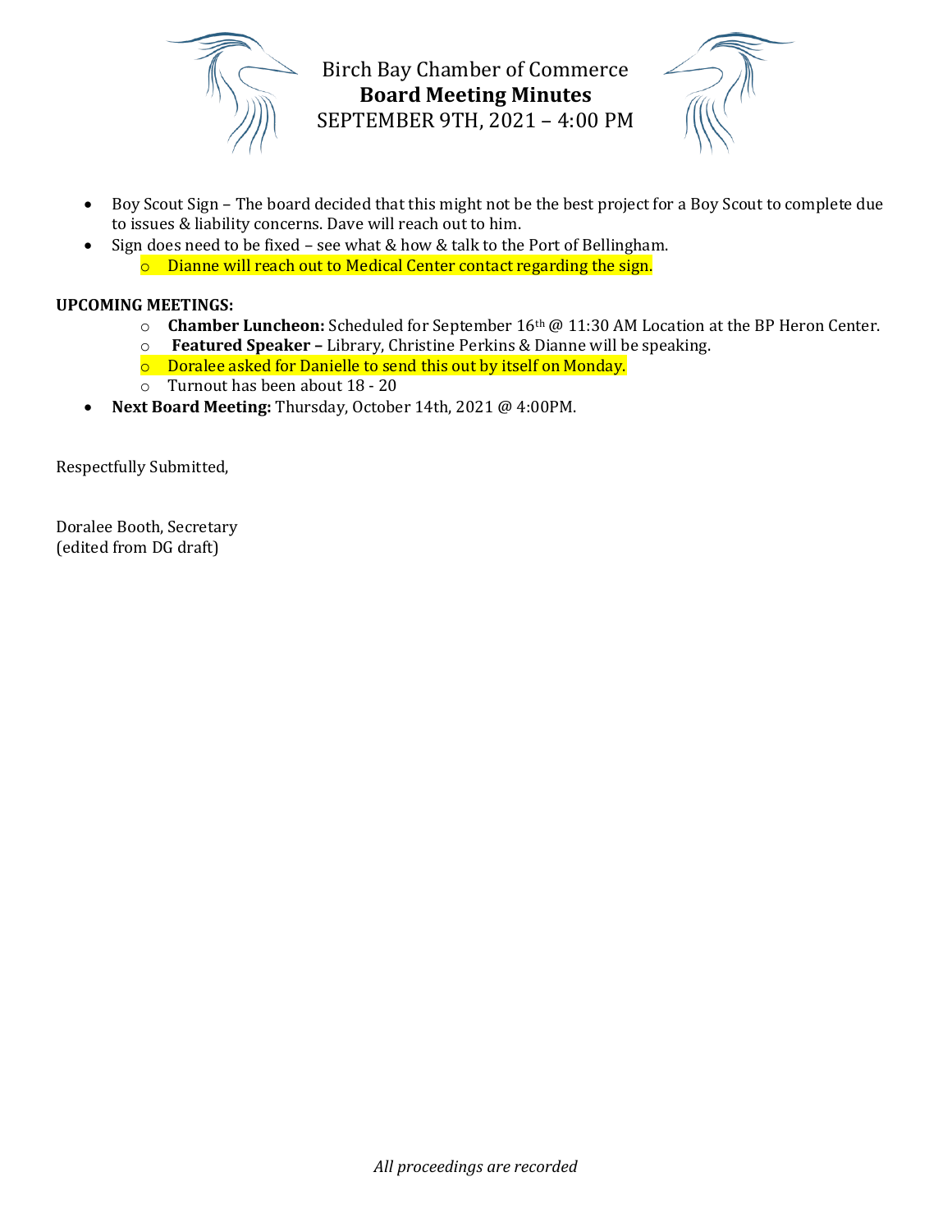Birch Bay Chamber of Commerce
**Board Meeting Minutes**
SEPTEMBER 9TH, 2021 – 4:00 PM

- Boy Scout Sign – The board decided that this might not be the best project for a Boy Scout to complete due to issues & liability concerns. Dave will reach out to him.
- Sign does need to be fixed – see what & how & talk to the Port of Bellingham.
  - Dianne will reach out to Medical Center contact regarding the sign.

**UPCOMING MEETINGS:**

- **Chamber Luncheon:** Scheduled for September 16th @ 11:30 AM Location at the BP Heron Center.
- **Featured Speaker –** Library, Christine Perkins & Dianne will be speaking.
- Doralee asked for Danielle to send this out by itself on Monday.
- Turnout has been about 18 - 20

- **Next Board Meeting:** Thursday, October 14th, 2021 @ 4:00PM.

Respectfully Submitted,

Doralee Booth, Secretary
(edited from DG draft)

*All proceedings are recorded*